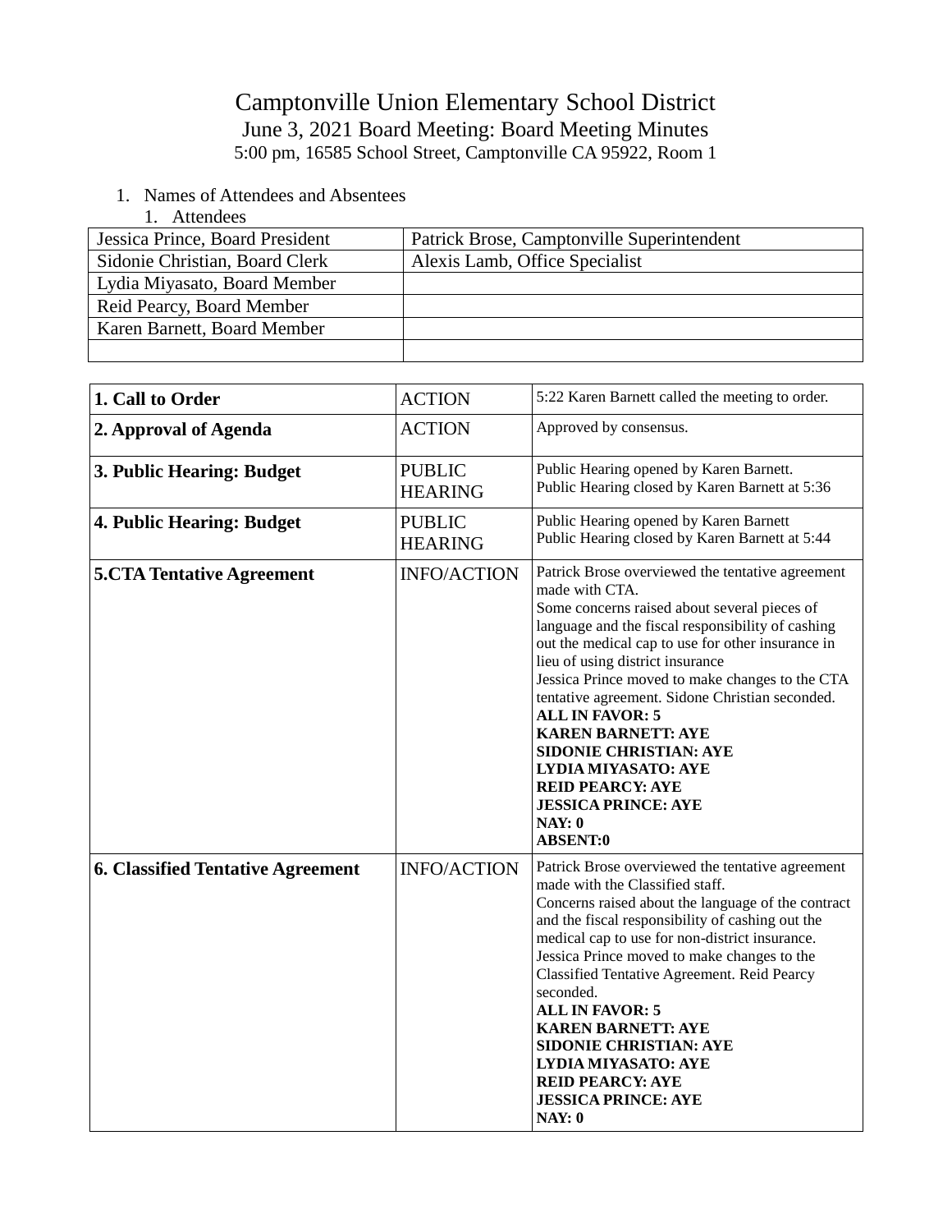# Camptonville Union Elementary School District

## June 3, 2021 Board Meeting: Board Meeting Minutes

5:00 pm, 16585 School Street, Camptonville CA 95922, Room 1

1. Names of Attendees and Absentees
   1. Attendees

| Jessica Prince, Board President | Patrick Brose, Camptonville Superintendent |
|---|---|
| Sidonie Christian, Board Clerk | Alexis Lamb, Office Specialist |
| Lydia Miyasato, Board Member | |
| Reid Pearcy, Board Member | |
| Karen Barnett, Board Member | |
| | |

| **1. Call to Order** | ACTION | 5:22 Karen Barnett called the meeting to order. |
|---|---|---|
| **2. Approval of Agenda** | ACTION | Approved by consensus. |
| **3. Public Hearing: Budget** | PUBLIC HEARING | Public Hearing opened by Karen Barnett.<br>Public Hearing closed by Karen Barnett at 5:36 |
| **4. Public Hearing: Budget** | PUBLIC HEARING | Public Hearing opened by Karen Barnett<br>Public Hearing closed by Karen Barnett at 5:44 |
| **5.CTA Tentative Agreement** | INFO/ACTION | Patrick Brose overviewed the tentative agreement made with CTA.<br>Some concerns raised about several pieces of language and the fiscal responsibility of cashing out the medical cap to use for other insurance in lieu of using district insurance<br>Jessica Prince moved to make changes to the CTA tentative agreement. Sidone Christian seconded.<br>**ALL IN FAVOR: 5**<br>**KAREN BARNETT: AYE**<br>**SIDONIE CHRISTIAN: AYE**<br>**LYDIA MIYASATO: AYE**<br>**REID PEARCY: AYE**<br>**JESSICA PRINCE: AYE**<br>**NAY: 0**<br>**ABSENT:0** |
| **6. Classified Tentative Agreement** | INFO/ACTION | Patrick Brose overviewed the tentative agreement made with the Classified staff.<br>Concerns raised about the language of the contract and the fiscal responsibility of cashing out the medical cap to use for non-district insurance.<br>Jessica Prince moved to make changes to the Classified Tentative Agreement. Reid Pearcy seconded.<br>**ALL IN FAVOR: 5**<br>**KAREN BARNETT: AYE**<br>**SIDONIE CHRISTIAN: AYE**<br>**LYDIA MIYASATO: AYE**<br>**REID PEARCY: AYE**<br>**JESSICA PRINCE: AYE**<br>**NAY: 0** |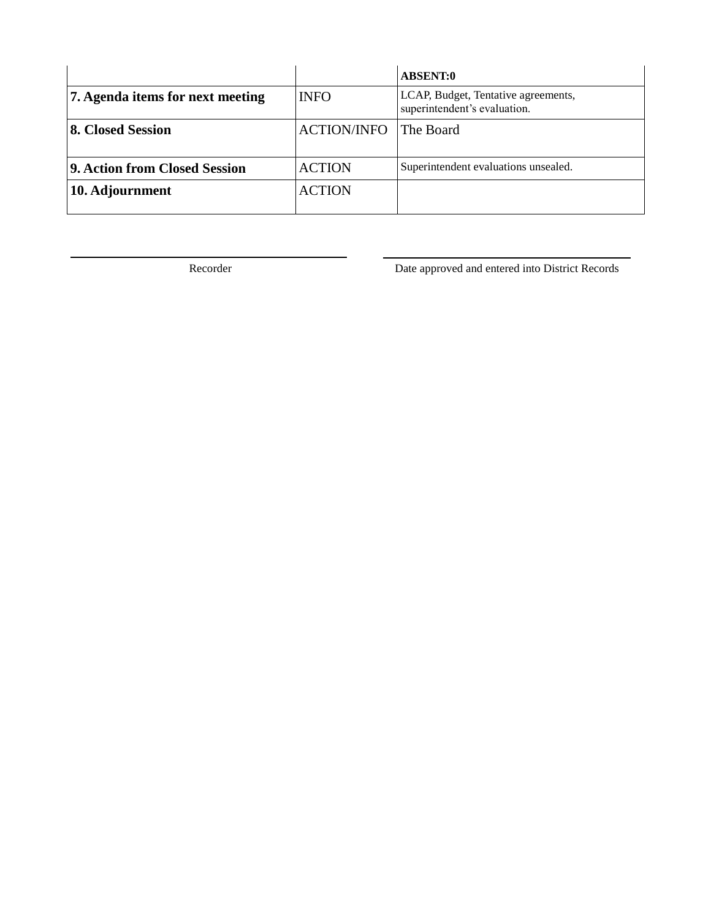| | | |
|---|---|---|
| | | **ABSENT:0** |
| **7. Agenda items for next meeting** | INFO | LCAP, Budget, Tentative agreements, superintendent's evaluation. |
| **8. Closed Session** | ACTION/INFO | The Board |
| **9. Action from Closed Session** | ACTION | Superintendent evaluations unsealed. |
| **10. Adjournment** | ACTION | |

Recorder

Date approved and entered into District Records